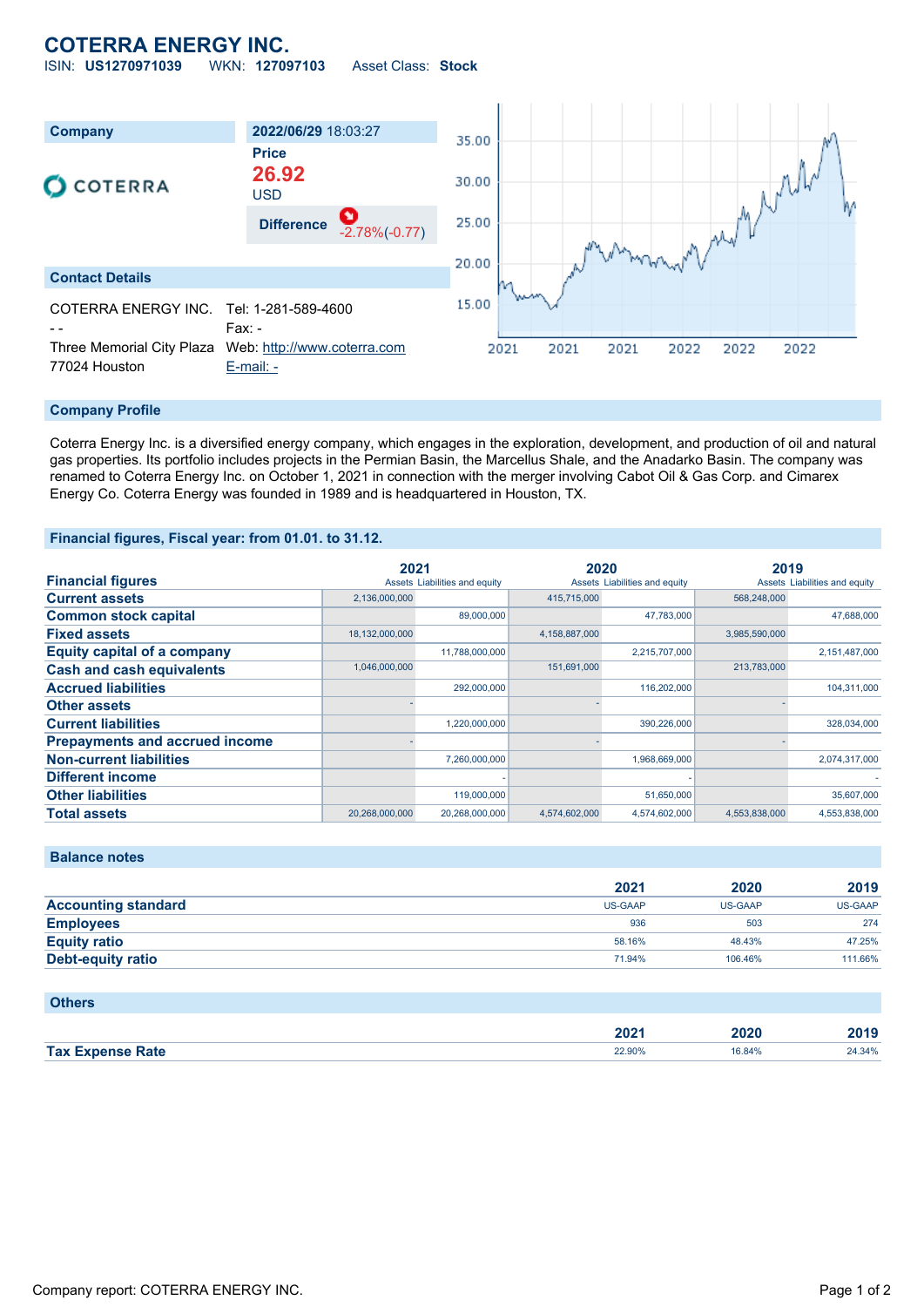# COTERRA ENERGY INC.

ISIN: **US1270971039** WKN: **127097103** Asset Class: **Stock**

| Company | 2022/06/29 18:03:27 |
|---|---|
| COTERRA | Price **26.92** USD |
| | Difference -2.78%(-0.77) |

## Contact Details

COTERRA ENERGY INC.
- -
Three Memorial City Plaza
77024 Houston

Tel: 1-281-589-4600
Fax: -
Web: http://www.coterra.com
E-mail: -

## Company Profile

Coterra Energy Inc. is a diversified energy company, which engages in the exploration, development, and production of oil and natural gas properties. Its portfolio includes projects in the Permian Basin, the Marcellus Shale, and the Anadarko Basin. The company was renamed to Coterra Energy Inc. on October 1, 2021 in connection with the merger involving Cabot Oil & Gas Corp. and Cimarex Energy Co. Coterra Energy was founded in 1989 and is headquartered in Houston, TX.

## Financial figures, Fiscal year: from 01.01. to 31.12.

| Financial figures | 2021 | | 2020 | | 2019 | |
|---|---|---|---|---|---|---|
| | Assets | Liabilities and equity | Assets | Liabilities and equity | Assets | Liabilities and equity |
| Current assets | 2,136,000,000 | | 415,715,000 | | 568,248,000 | |
| Common stock capital | | 89,000,000 | | 47,783,000 | | 47,688,000 |
| Fixed assets | 18,132,000,000 | | 4,158,887,000 | | 3,985,590,000 | |
| Equity capital of a company | | 11,788,000,000 | | 2,215,707,000 | | 2,151,487,000 |
| Cash and cash equivalents | 1,046,000,000 | | 151,691,000 | | 213,783,000 | |
| Accrued liabilities | | 292,000,000 | | 116,202,000 | | 104,311,000 |
| Other assets | - | | - | | - | |
| Current liabilities | | 1,220,000,000 | | 390,226,000 | | 328,034,000 |
| Prepayments and accrued income | - | | - | | - | |
| Non-current liabilities | | 7,260,000,000 | | 1,968,669,000 | | 2,074,317,000 |
| Different income | | - | | - | | - |
| Other liabilities | | 119,000,000 | | 51,650,000 | | 35,607,000 |
| Total assets | 20,268,000,000 | 20,268,000,000 | 4,574,602,000 | 4,574,602,000 | 4,553,838,000 | 4,553,838,000 |

## Balance notes

| | 2021 | 2020 | 2019 |
|---|---|---|---|
| Accounting standard | US-GAAP | US-GAAP | US-GAAP |
| Employees | 936 | 503 | 274 |
| Equity ratio | 58.16% | 48.43% | 47.25% |
| Debt-equity ratio | 71.94% | 106.46% | 111.66% |

## Others

| | 2021 | 2020 | 2019 |
|---|---|---|---|
| Tax Expense Rate | 22.90% | 16.84% | 24.34% |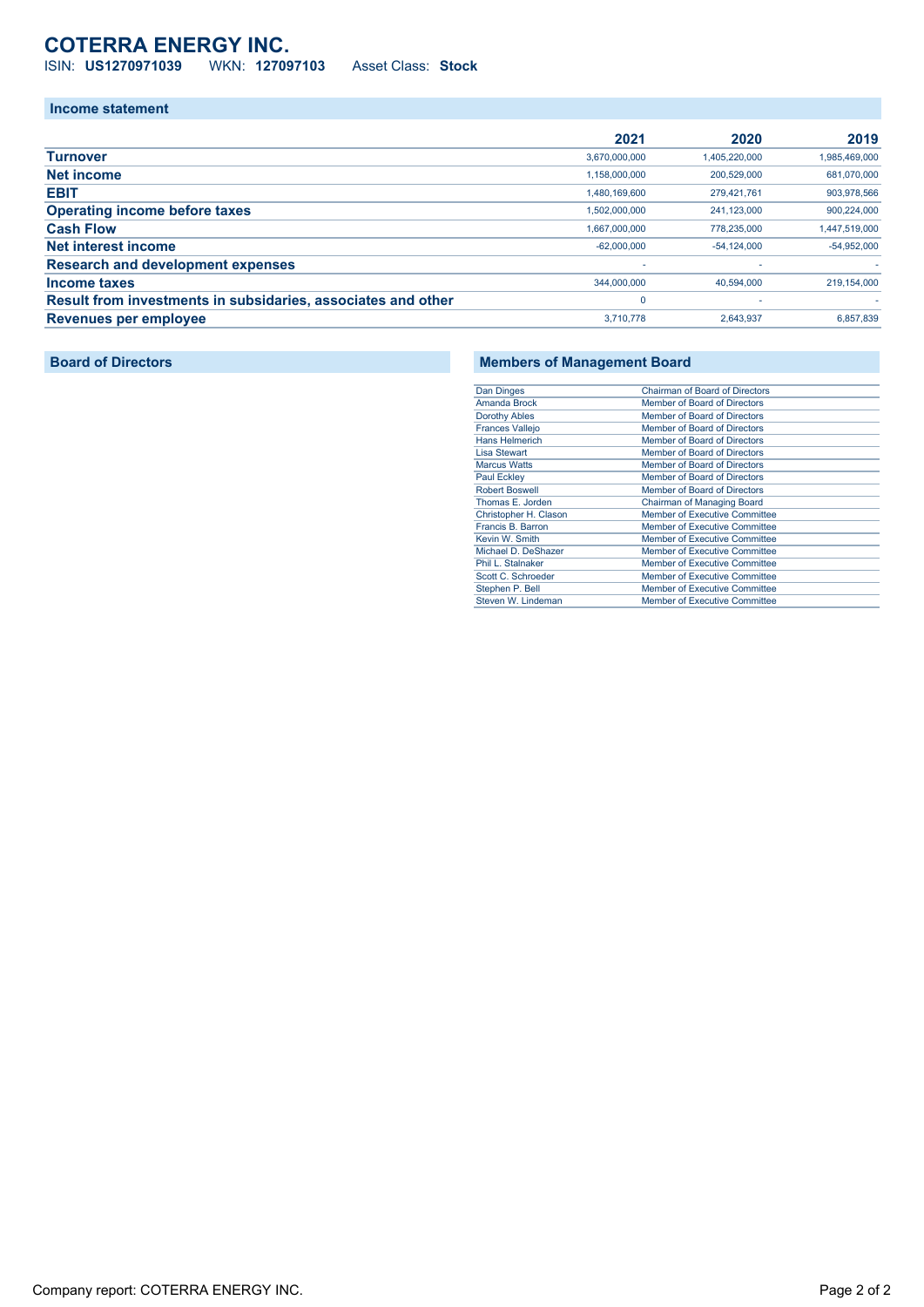# COTERRA ENERGY INC.

ISIN: **US1270971039** WKN: **127097103** Asset Class: **Stock**

## Income statement

| | 2021 | 2020 | 2019 |
|---|---|---|---|
| **Turnover** | 3,670,000,000 | 1,405,220,000 | 1,985,469,000 |
| **Net income** | 1,158,000,000 | 200,529,000 | 681,070,000 |
| **EBIT** | 1,480,169,600 | 279,421,761 | 903,978,566 |
| **Operating income before taxes** | 1,502,000,000 | 241,123,000 | 900,224,000 |
| **Cash Flow** | 1,667,000,000 | 778,235,000 | 1,447,519,000 |
| **Net interest income** | -62,000,000 | -54,124,000 | -54,952,000 |
| **Research and development expenses** | - | - | - |
| **Income taxes** | 344,000,000 | 40,594,000 | 219,154,000 |
| **Result from investments in subsidaries, associates and other** | 0 | - | - |
| **Revenues per employee** | 3,710,778 | 2,643,937 | 6,857,839 |

## Board of Directors

## Members of Management Board

| | |
|---|---|
| Dan Dinges | Chairman of Board of Directors |
| Amanda Brock | Member of Board of Directors |
| Dorothy Ables | Member of Board of Directors |
| Frances Vallejo | Member of Board of Directors |
| Hans Helmerich | Member of Board of Directors |
| Lisa Stewart | Member of Board of Directors |
| Marcus Watts | Member of Board of Directors |
| Paul Eckley | Member of Board of Directors |
| Robert Boswell | Member of Board of Directors |
| Thomas E. Jorden | Chairman of Managing Board |
| Christopher H. Clason | Member of Executive Committee |
| Francis B. Barron | Member of Executive Committee |
| Kevin W. Smith | Member of Executive Committee |
| Michael D. DeShazer | Member of Executive Committee |
| Phil L. Stalnaker | Member of Executive Committee |
| Scott C. Schroeder | Member of Executive Committee |
| Stephen P. Bell | Member of Executive Committee |
| Steven W. Lindeman | Member of Executive Committee |